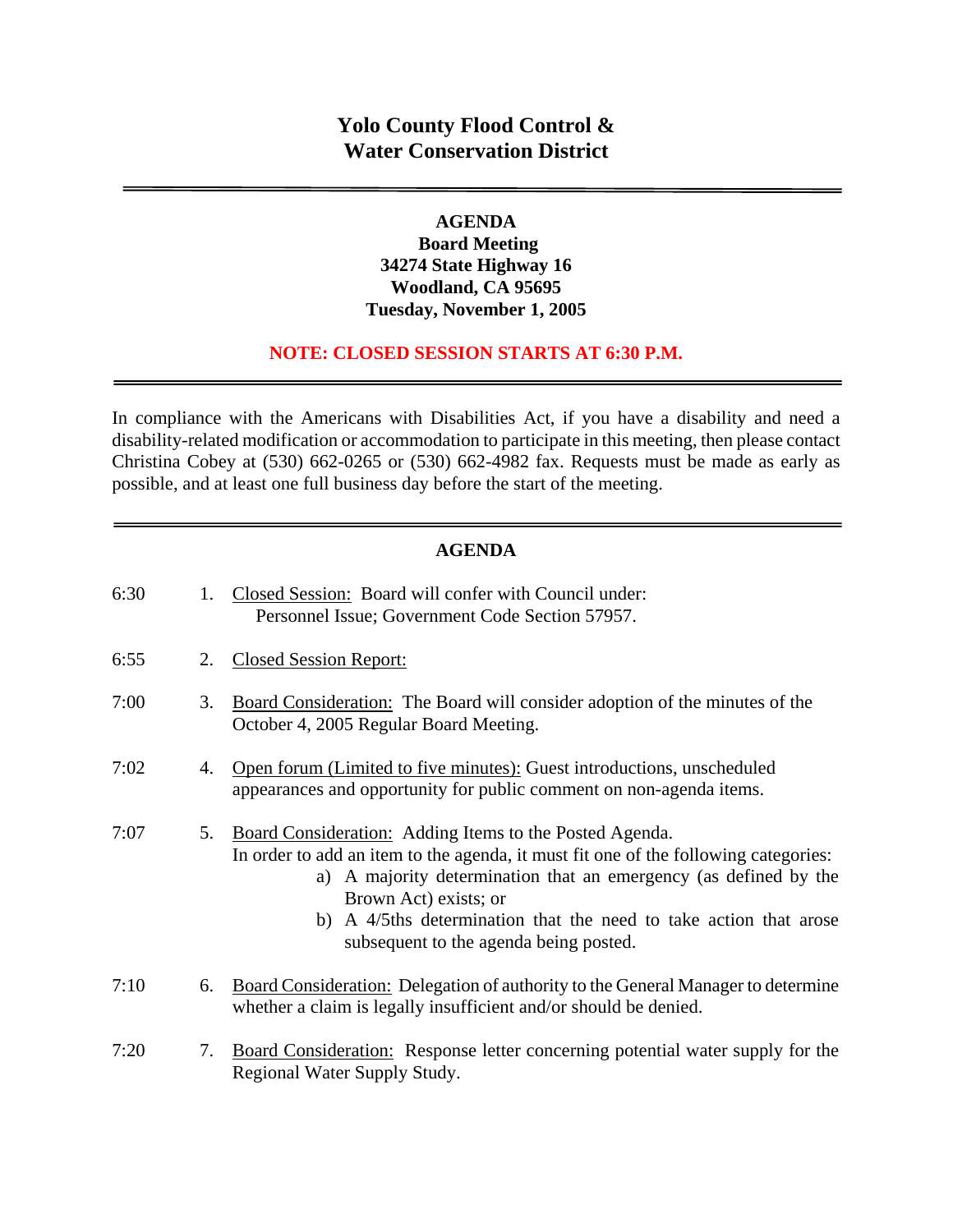# Yolo County Flood Control & Water Conservation District

---

**AGENDA**
**Board Meeting**
**34274 State Highway 16**
**Woodland, CA 95695**
**Tuesday, November 1, 2005**

**NOTE: CLOSED SESSION STARTS AT 6:30 P.M.**

---

In compliance with the Americans with Disabilities Act, if you have a disability and need a disability-related modification or accommodation to participate in this meeting, then please contact Christina Cobey at (530) 662-0265 or (530) 662-4982 fax. Requests must be made as early as possible, and at least one full business day before the start of the meeting.

---

## AGENDA

6:30 1. Closed Session: Board will confer with Council under: Personnel Issue; Government Code Section 57957.

6:55 2. Closed Session Report:

7:00 3. Board Consideration: The Board will consider adoption of the minutes of the October 4, 2005 Regular Board Meeting.

7:02 4. Open forum (Limited to five minutes): Guest introductions, unscheduled appearances and opportunity for public comment on non-agenda items.

7:07 5. Board Consideration: Adding Items to the Posted Agenda. In order to add an item to the agenda, it must fit one of the following categories:
   a) A majority determination that an emergency (as defined by the Brown Act) exists; or
   b) A 4/5ths determination that the need to take action that arose subsequent to the agenda being posted.

7:10 6. Board Consideration: Delegation of authority to the General Manager to determine whether a claim is legally insufficient and/or should be denied.

7:20 7. Board Consideration: Response letter concerning potential water supply for the Regional Water Supply Study.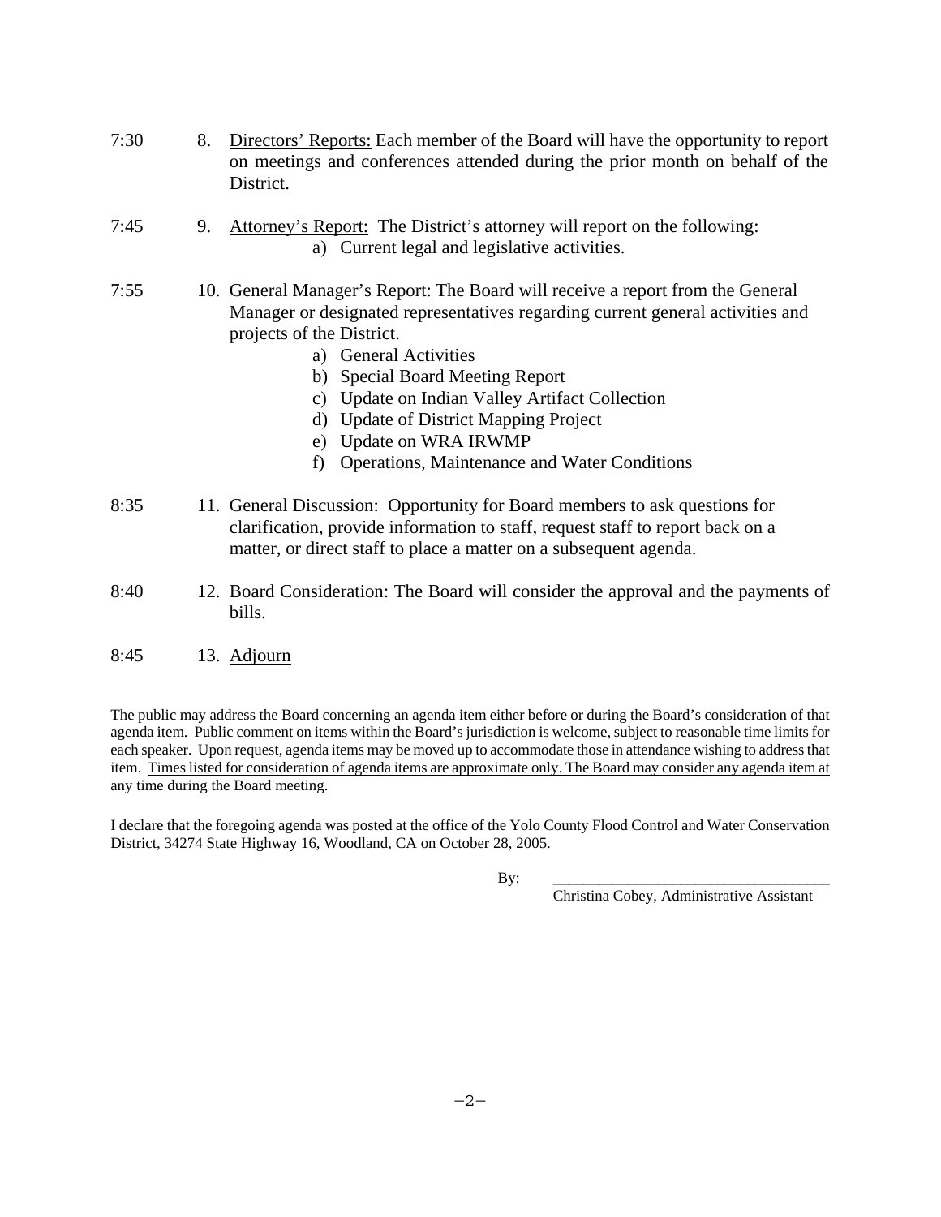7:30 8. <u>Directors' Reports:</u> Each member of the Board will have the opportunity to report on meetings and conferences attended during the prior month on behalf of the District.

7:45 9. <u>Attorney's Report:</u> The District's attorney will report on the following:
   a) Current legal and legislative activities.

7:55 10. <u>General Manager's Report:</u> The Board will receive a report from the General Manager or designated representatives regarding current general activities and projects of the District.
   a) General Activities
   b) Special Board Meeting Report
   c) Update on Indian Valley Artifact Collection
   d) Update of District Mapping Project
   e) Update on WRA IRWMP
   f) Operations, Maintenance and Water Conditions

8:35 11. <u>General Discussion:</u> Opportunity for Board members to ask questions for clarification, provide information to staff, request staff to report back on a matter, or direct staff to place a matter on a subsequent agenda.

8:40 12. <u>Board Consideration:</u> The Board will consider the approval and the payments of bills.

8:45 13. <u>Adjourn</u>

The public may address the Board concerning an agenda item either before or during the Board's consideration of that agenda item. Public comment on items within the Board's jurisdiction is welcome, subject to reasonable time limits for each speaker. Upon request, agenda items may be moved up to accommodate those in attendance wishing to address that item. <u>Times listed for consideration of agenda items are approximate only. The Board may consider any agenda item at any time during the Board meeting.</u>

I declare that the foregoing agenda was posted at the office of the Yolo County Flood Control and Water Conservation District, 34274 State Highway 16, Woodland, CA on October 28, 2005.

By: ___________________________________
Christina Cobey, Administrative Assistant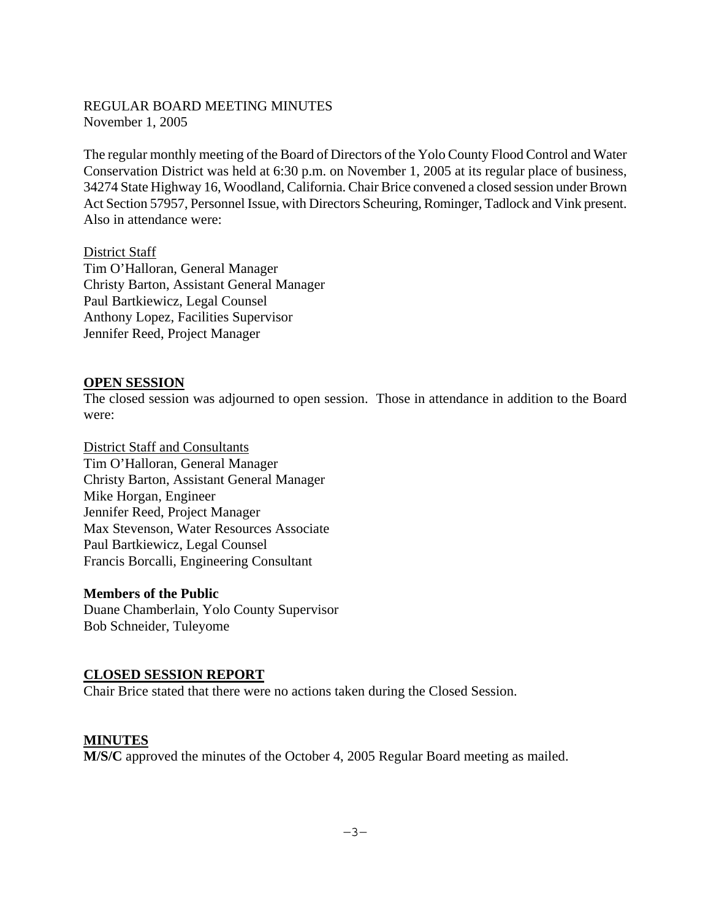REGULAR BOARD MEETING MINUTES
November 1, 2005

The regular monthly meeting of the Board of Directors of the Yolo County Flood Control and Water Conservation District was held at 6:30 p.m. on November 1, 2005 at its regular place of business, 34274 State Highway 16, Woodland, California. Chair Brice convened a closed session under Brown Act Section 57957, Personnel Issue, with Directors Scheuring, Rominger, Tadlock and Vink present. Also in attendance were:

<u>District Staff</u>
Tim O'Halloran, General Manager
Christy Barton, Assistant General Manager
Paul Bartkiewicz, Legal Counsel
Anthony Lopez, Facilities Supervisor
Jennifer Reed, Project Manager

## OPEN SESSION

The closed session was adjourned to open session. Those in attendance in addition to the Board were:

<u>District Staff and Consultants</u>
Tim O'Halloran, General Manager
Christy Barton, Assistant General Manager
Mike Horgan, Engineer
Jennifer Reed, Project Manager
Max Stevenson, Water Resources Associate
Paul Bartkiewicz, Legal Counsel
Francis Borcalli, Engineering Consultant

**Members of the Public**
Duane Chamberlain, Yolo County Supervisor
Bob Schneider, Tuleyome

## CLOSED SESSION REPORT

Chair Brice stated that there were no actions taken during the Closed Session.

## MINUTES

**M/S/C** approved the minutes of the October 4, 2005 Regular Board meeting as mailed.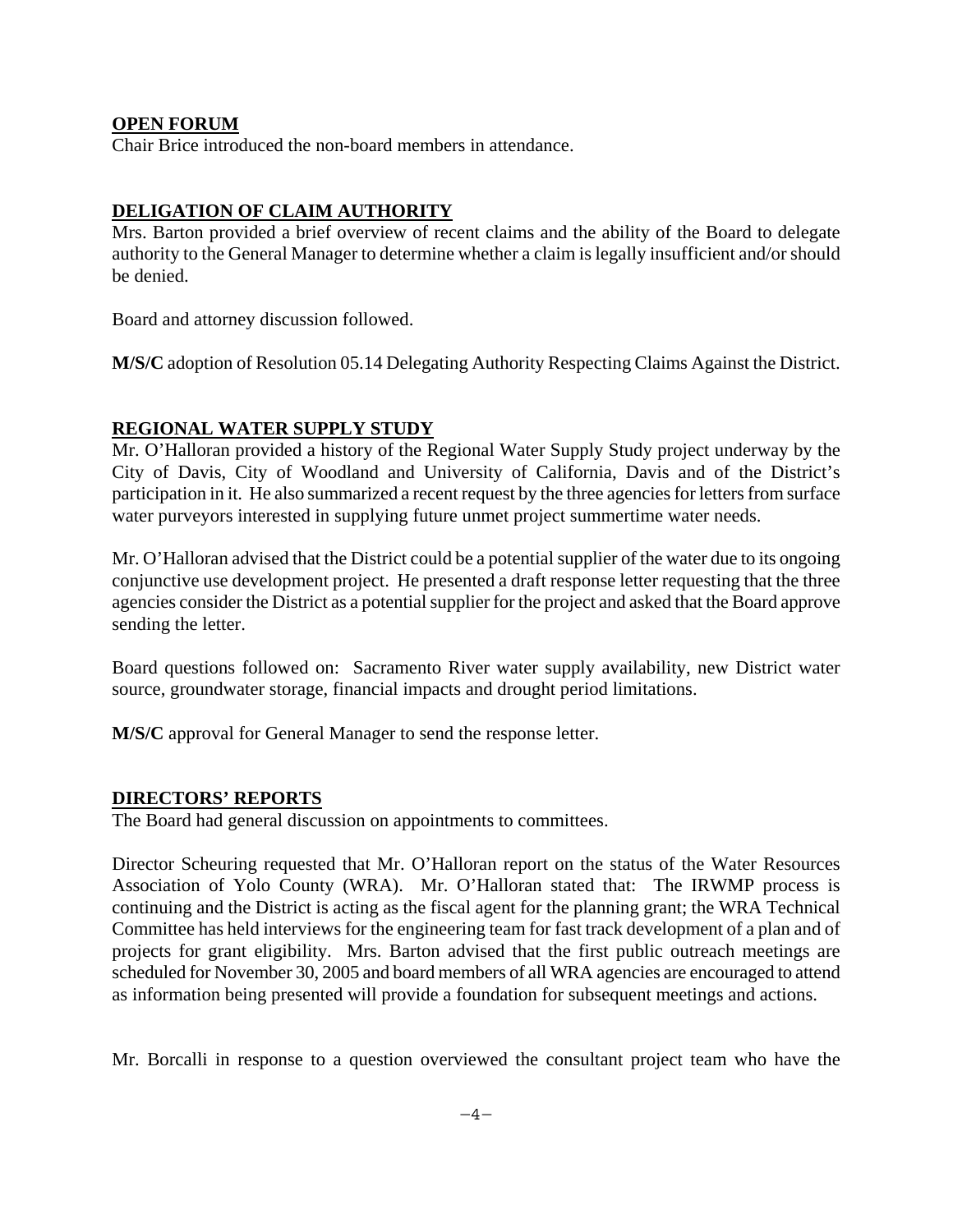**OPEN FORUM**

Chair Brice introduced the non-board members in attendance.

**DELEGATION OF CLAIM AUTHORITY**

Mrs. Barton provided a brief overview of recent claims and the ability of the Board to delegate authority to the General Manager to determine whether a claim is legally insufficient and/or should be denied.

Board and attorney discussion followed.

**M/S/C** adoption of Resolution 05.14 Delegating Authority Respecting Claims Against the District.

**REGIONAL WATER SUPPLY STUDY**

Mr. O'Halloran provided a history of the Regional Water Supply Study project underway by the City of Davis, City of Woodland and University of California, Davis and of the District's participation in it. He also summarized a recent request by the three agencies for letters from surface water purveyors interested in supplying future unmet project summertime water needs.

Mr. O'Halloran advised that the District could be a potential supplier of the water due to its ongoing conjunctive use development project. He presented a draft response letter requesting that the three agencies consider the District as a potential supplier for the project and asked that the Board approve sending the letter.

Board questions followed on: Sacramento River water supply availability, new District water source, groundwater storage, financial impacts and drought period limitations.

**M/S/C** approval for General Manager to send the response letter.

**DIRECTORS' REPORTS**

The Board had general discussion on appointments to committees.

Director Scheuring requested that Mr. O'Halloran report on the status of the Water Resources Association of Yolo County (WRA). Mr. O'Halloran stated that: The IRWMP process is continuing and the District is acting as the fiscal agent for the planning grant; the WRA Technical Committee has held interviews for the engineering team for fast track development of a plan and of projects for grant eligibility. Mrs. Barton advised that the first public outreach meetings are scheduled for November 30, 2005 and board members of all WRA agencies are encouraged to attend as information being presented will provide a foundation for subsequent meetings and actions.

Mr. Borcalli in response to a question overviewed the consultant project team who have the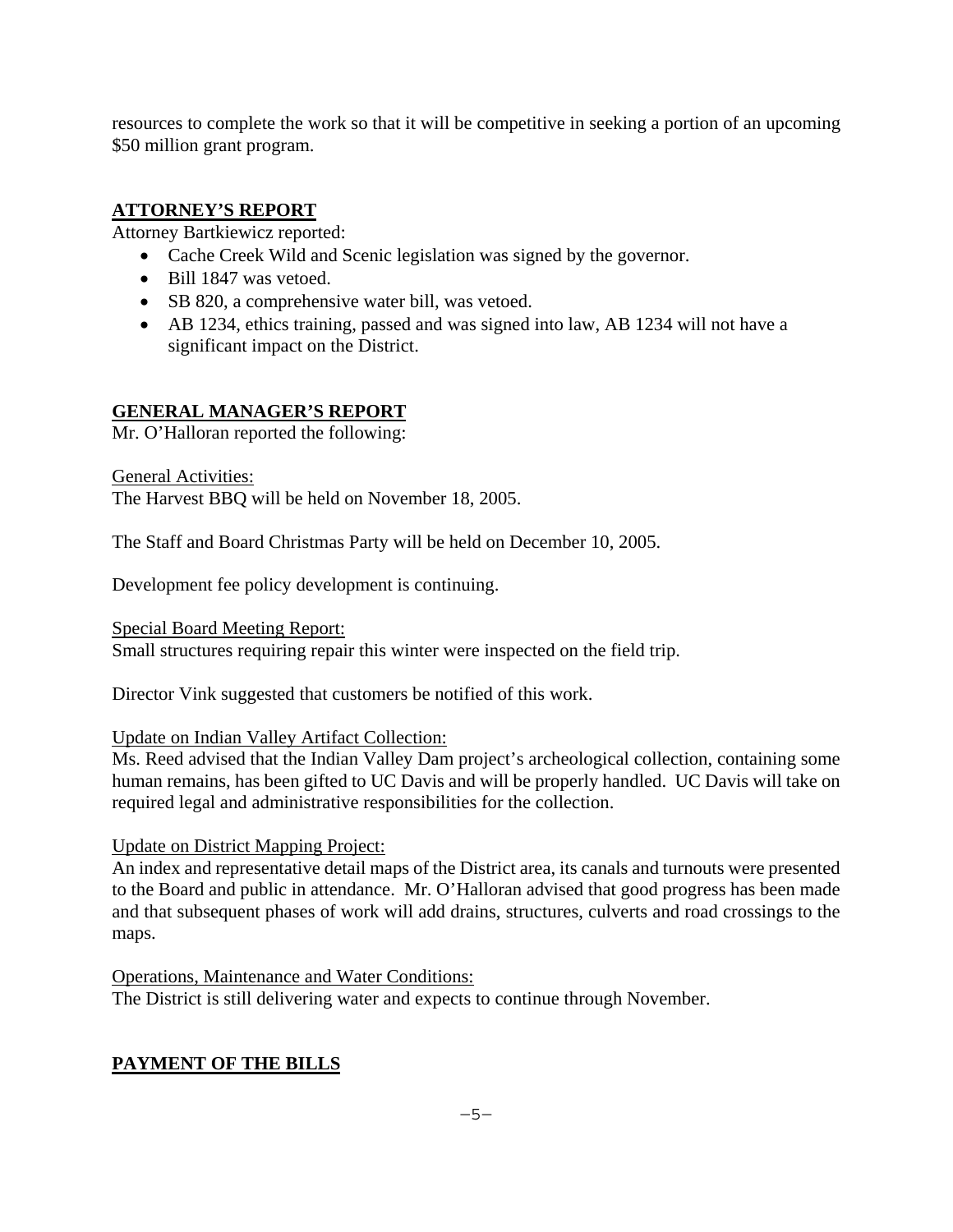resources to complete the work so that it will be competitive in seeking a portion of an upcoming $50 million grant program.

## ATTORNEY'S REPORT

Attorney Bartkiewicz reported:

- Cache Creek Wild and Scenic legislation was signed by the governor.
- Bill 1847 was vetoed.
- SB 820, a comprehensive water bill, was vetoed.
- AB 1234, ethics training, passed and was signed into law, AB 1234 will not have a significant impact on the District.

## GENERAL MANAGER'S REPORT

Mr. O'Halloran reported the following:

General Activities:
The Harvest BBQ will be held on November 18, 2005.

The Staff and Board Christmas Party will be held on December 10, 2005.

Development fee policy development is continuing.

Special Board Meeting Report:
Small structures requiring repair this winter were inspected on the field trip.

Director Vink suggested that customers be notified of this work.

Update on Indian Valley Artifact Collection:
Ms. Reed advised that the Indian Valley Dam project's archeological collection, containing some human remains, has been gifted to UC Davis and will be properly handled. UC Davis will take on required legal and administrative responsibilities for the collection.

Update on District Mapping Project:
An index and representative detail maps of the District area, its canals and turnouts were presented to the Board and public in attendance. Mr. O'Halloran advised that good progress has been made and that subsequent phases of work will add drains, structures, culverts and road crossings to the maps.

Operations, Maintenance and Water Conditions:
The District is still delivering water and expects to continue through November.

## PAYMENT OF THE BILLS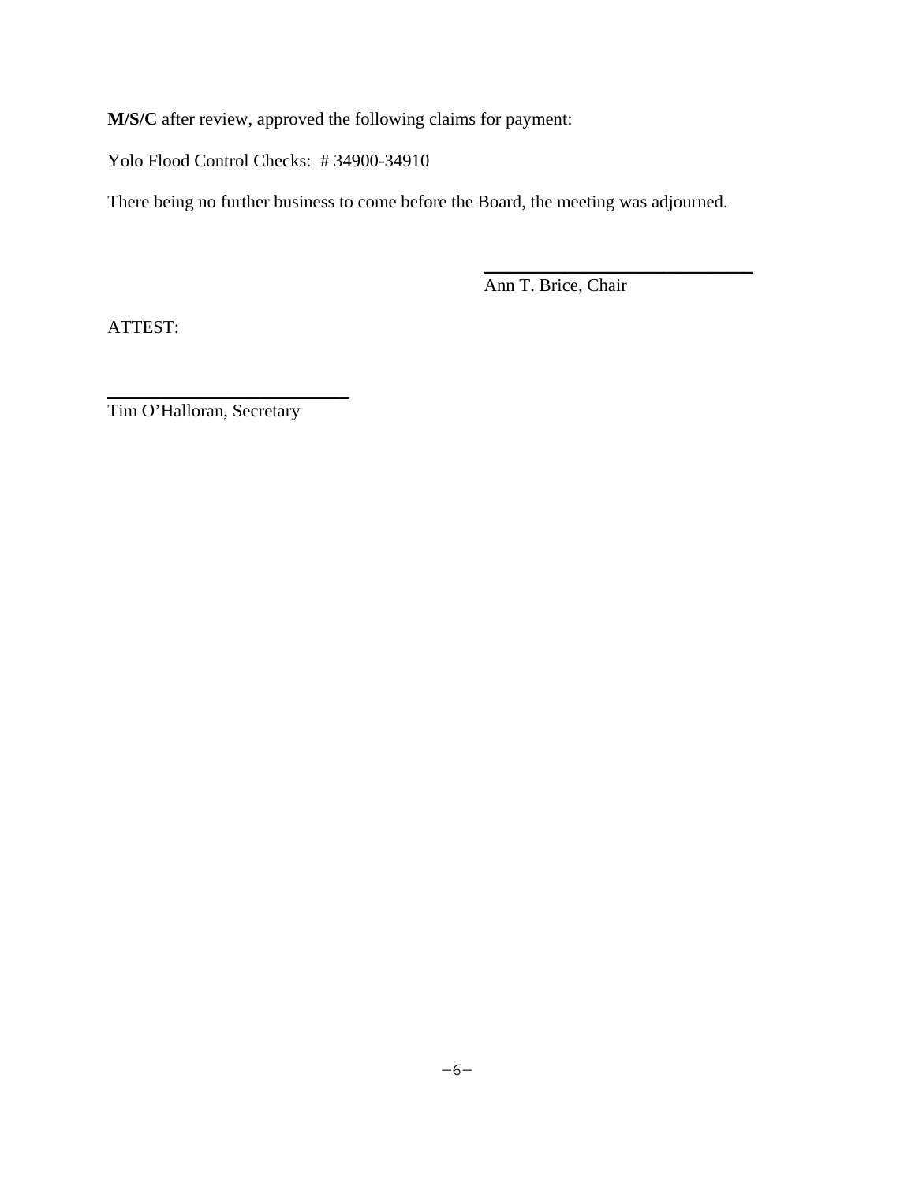**M/S/C** after review, approved the following claims for payment:

Yolo Flood Control Checks: # 34900-34910

There being no further business to come before the Board, the meeting was adjourned.

\_\_\_\_\_\_\_\_\_\_\_\_\_\_\_\_\_\_\_\_\_\_\_\_\_\_\_\_\_\_

Ann T. Brice, Chair

ATTEST:

\_\_\_\_\_\_\_\_\_\_\_\_\_\_\_\_\_\_\_\_\_\_\_\_\_\_\_\_

Tim O'Halloran, Secretary